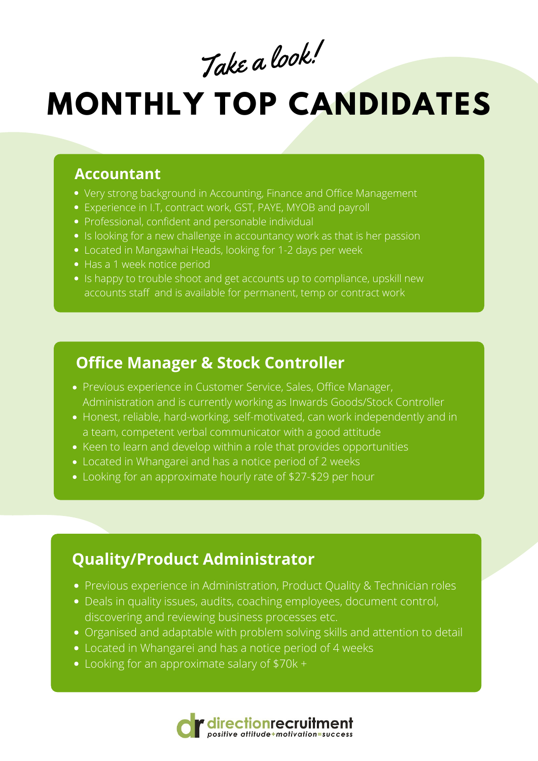*Take a look!*

# MONTHLY TOP CANDIDATES

## Accountant

- Very strong background in Accounting, Finance and Office Management
- Experience in I.T, contract work, GST, PAYE, MYOB and payroll
- Professional, confident and personable individual
- Is looking for a new challenge in accountancy work as that is her passion
- Located in Mangawhai Heads, looking for 1-2 days per week
- Has a 1 week notice period
- Is happy to trouble shoot and get accounts up to compliance, upskill new accounts staff and is available for permanent, temp or contract work

## Office Manager & Stock Controller

- Previous experience in Customer Service, Sales, Office Manager, Administration and is currently working as Inwards Goods/Stock Controller
- Honest, reliable, hard-working, self-motivated, can work independently and in a team, competent verbal communicator with a good attitude
- Keen to learn and develop within a role that provides opportunities
- Located in Whangarei and has a notice period of 2 weeks
- Looking for an approximate hourly rate of $27-$29 per hour

## Quality/Product Administrator

- Previous experience in Administration, Product Quality & Technician roles
- Deals in quality issues, audits, coaching employees, document control, discovering and reviewing business processes etc.
- Organised and adaptable with problem solving skills and attention to detail
- Located in Whangarei and has a notice period of 4 weeks
- Looking for an approximate salary of $70k +

**directionrecruitment**
*positive attitude+motivation=success*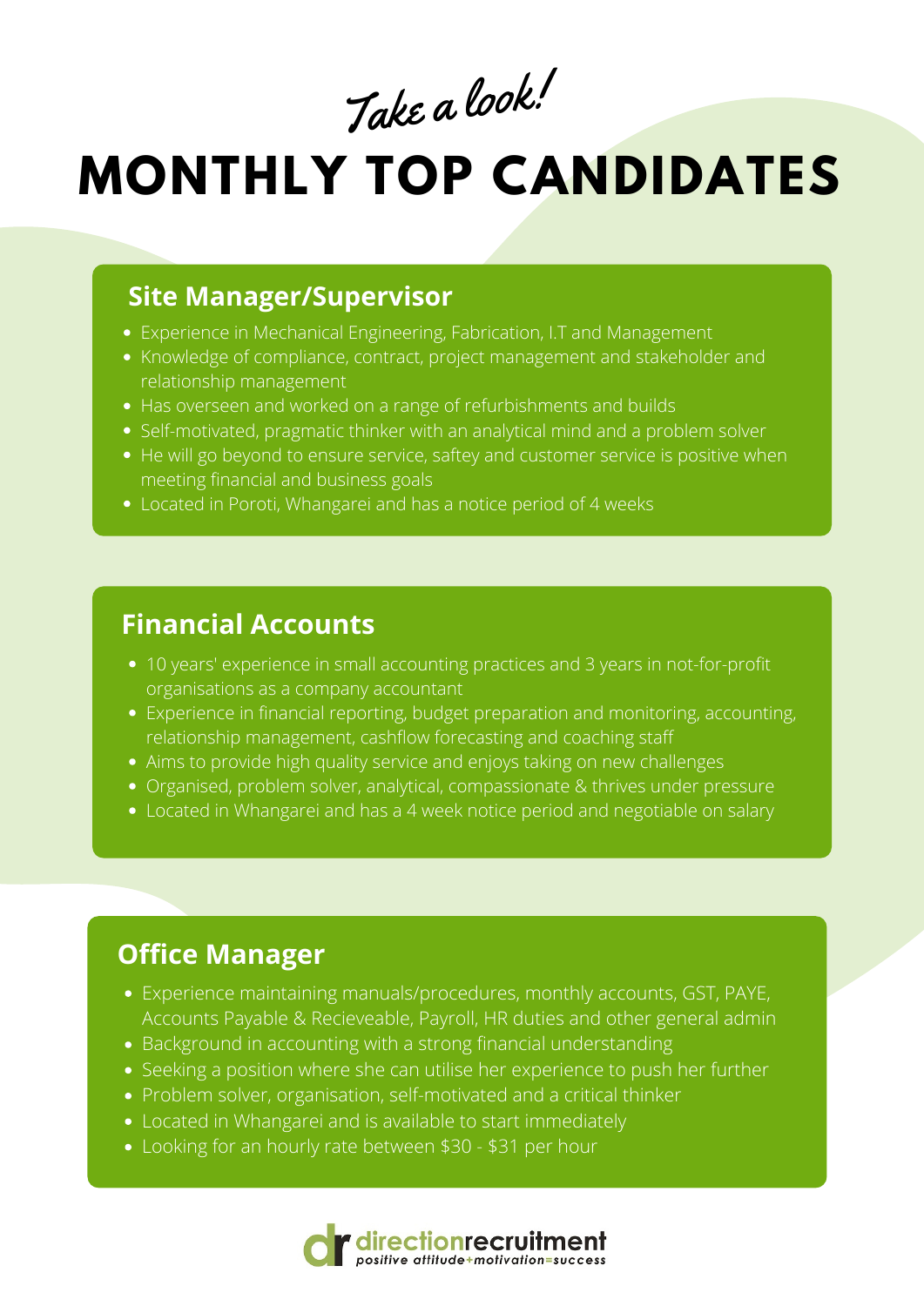*Take a look!*

# MONTHLY TOP CANDIDATES

## Site Manager/Supervisor

- Experience in Mechanical Engineering, Fabrication, I.T and Management
- Knowledge of compliance, contract, project management and stakeholder and relationship management
- Has overseen and worked on a range of refurbishments and builds
- Self-motivated, pragmatic thinker with an analytical mind and a problem solver
- He will go beyond to ensure service, saftey and customer service is positive when meeting financial and business goals
- Located in Poroti, Whangarei and has a notice period of 4 weeks

## Financial Accounts

- 10 years' experience in small accounting practices and 3 years in not-for-profit organisations as a company accountant
- Experience in financial reporting, budget preparation and monitoring, accounting, relationship management, cashflow forecasting and coaching staff
- Aims to provide high quality service and enjoys taking on new challenges
- Organised, problem solver, analytical, compassionate & thrives under pressure
- Located in Whangarei and has a 4 week notice period and negotiable on salary

## Office Manager

- Experience maintaining manuals/procedures, monthly accounts, GST, PAYE, Accounts Payable & Recieveable, Payroll, HR duties and other general admin
- Background in accounting with a strong financial understanding
- Seeking a position where she can utilise her experience to push her further
- Problem solver, organisation, self-motivated and a critical thinker
- Located in Whangarei and is available to start immediately
- Looking for an hourly rate between $30 - $31 per hour

directionrecruitment
*positive attitude+motivation=success*